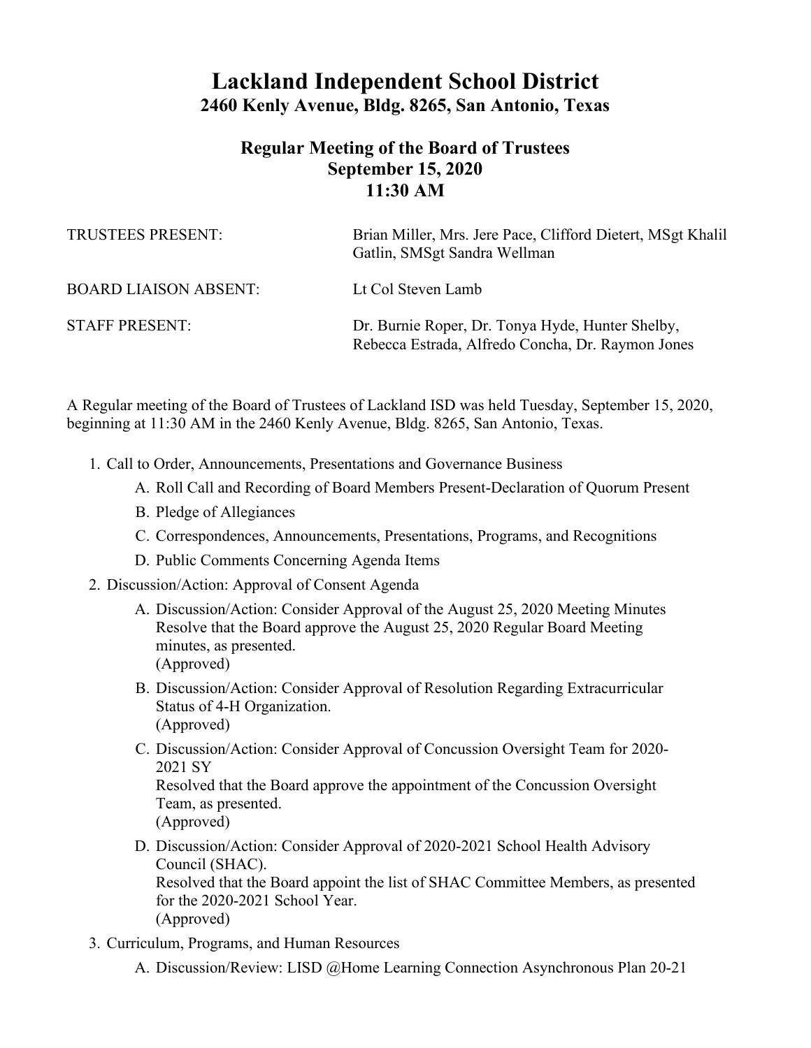# Lackland Independent School District

## 2460 Kenly Avenue, Bldg. 8265, San Antonio, Texas

### Regular Meeting of the Board of Trustees
### September 15, 2020
### 11:30 AM

| | |
|---|---|
| TRUSTEES PRESENT: | Brian Miller, Mrs. Jere Pace, Clifford Dietert, MSgt Khalil Gatlin, SMSgt Sandra Wellman |
| BOARD LIAISON ABSENT: | Lt Col Steven Lamb |
| STAFF PRESENT: | Dr. Burnie Roper, Dr. Tonya Hyde, Hunter Shelby, Rebecca Estrada, Alfredo Concha, Dr. Raymon Jones |

A Regular meeting of the Board of Trustees of Lackland ISD was held Tuesday, September 15, 2020, beginning at 11:30 AM in the 2460 Kenly Avenue, Bldg. 8265, San Antonio, Texas.

1. Call to Order, Announcements, Presentations and Governance Business
   - A. Roll Call and Recording of Board Members Present-Declaration of Quorum Present
   - B. Pledge of Allegiances
   - C. Correspondences, Announcements, Presentations, Programs, and Recognitions
   - D. Public Comments Concerning Agenda Items
2. Discussion/Action: Approval of Consent Agenda
   - A. Discussion/Action: Consider Approval of the August 25, 2020 Meeting Minutes
     Resolve that the Board approve the August 25, 2020 Regular Board Meeting minutes, as presented.
     (Approved)
   - B. Discussion/Action: Consider Approval of Resolution Regarding Extracurricular Status of 4-H Organization.
     (Approved)
   - C. Discussion/Action: Consider Approval of Concussion Oversight Team for 2020-2021 SY
     Resolved that the Board approve the appointment of the Concussion Oversight Team, as presented.
     (Approved)
   - D. Discussion/Action: Consider Approval of 2020-2021 School Health Advisory Council (SHAC).
     Resolved that the Board appoint the list of SHAC Committee Members, as presented for the 2020-2021 School Year.
     (Approved)
3. Curriculum, Programs, and Human Resources
   - A. Discussion/Review: LISD @Home Learning Connection Asynchronous Plan 20-21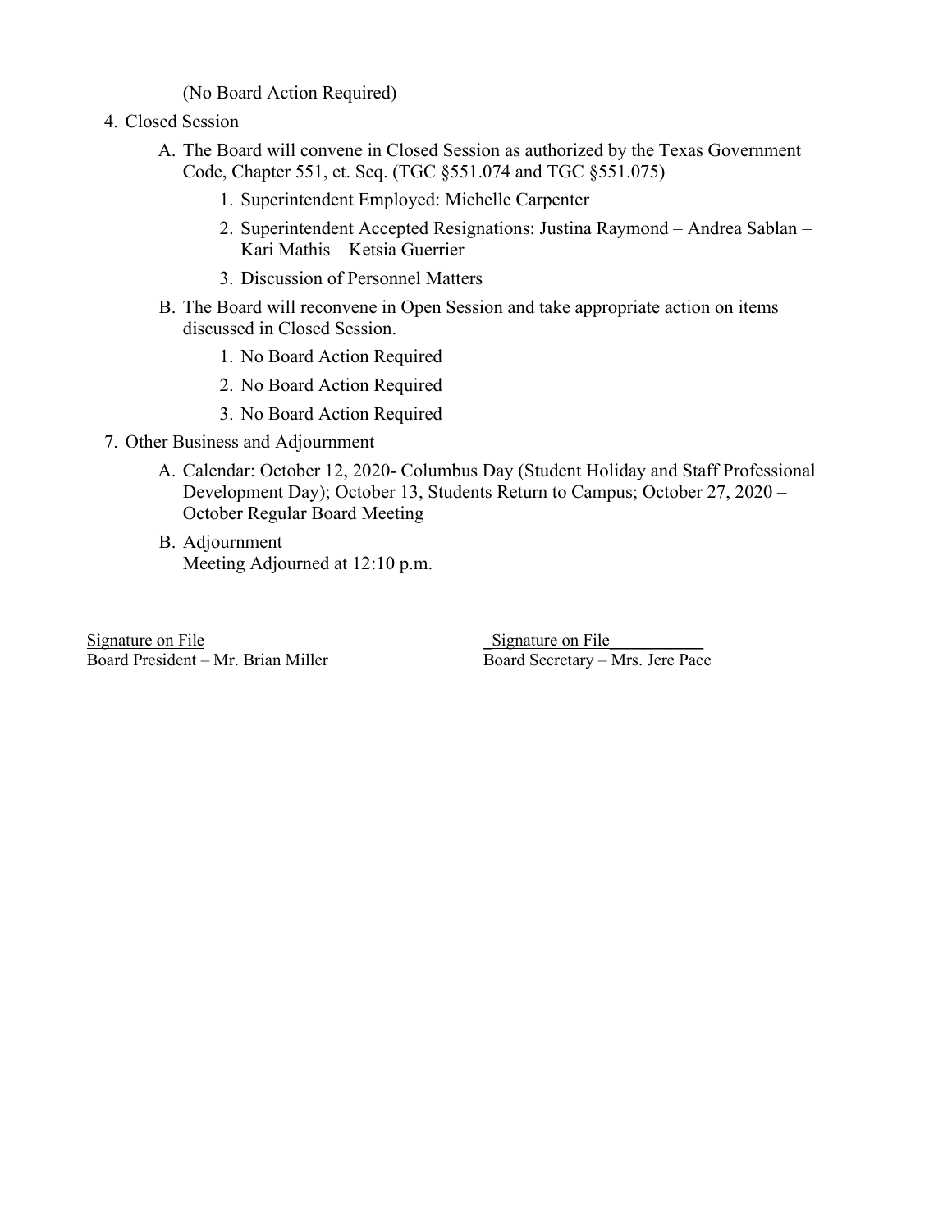(No Board Action Required)

4. Closed Session
    A. The Board will convene in Closed Session as authorized by the Texas Government Code, Chapter 551, et. Seq. (TGC §551.074 and TGC §551.075)
        1. Superintendent Employed: Michelle Carpenter
        2. Superintendent Accepted Resignations: Justina Raymond – Andrea Sablan – Kari Mathis – Ketsia Guerrier
        3. Discussion of Personnel Matters
    B. The Board will reconvene in Open Session and take appropriate action on items discussed in Closed Session.
        1. No Board Action Required
        2. No Board Action Required
        3. No Board Action Required
7. Other Business and Adjournment
    A. Calendar: October 12, 2020- Columbus Day (Student Holiday and Staff Professional Development Day); October 13, Students Return to Campus; October 27, 2020 – October Regular Board Meeting
    B. Adjournment
       Meeting Adjourned at 12:10 p.m.

Signature on File
Board President – Mr. Brian Miller

Signature on File
Board Secretary – Mrs. Jere Pace